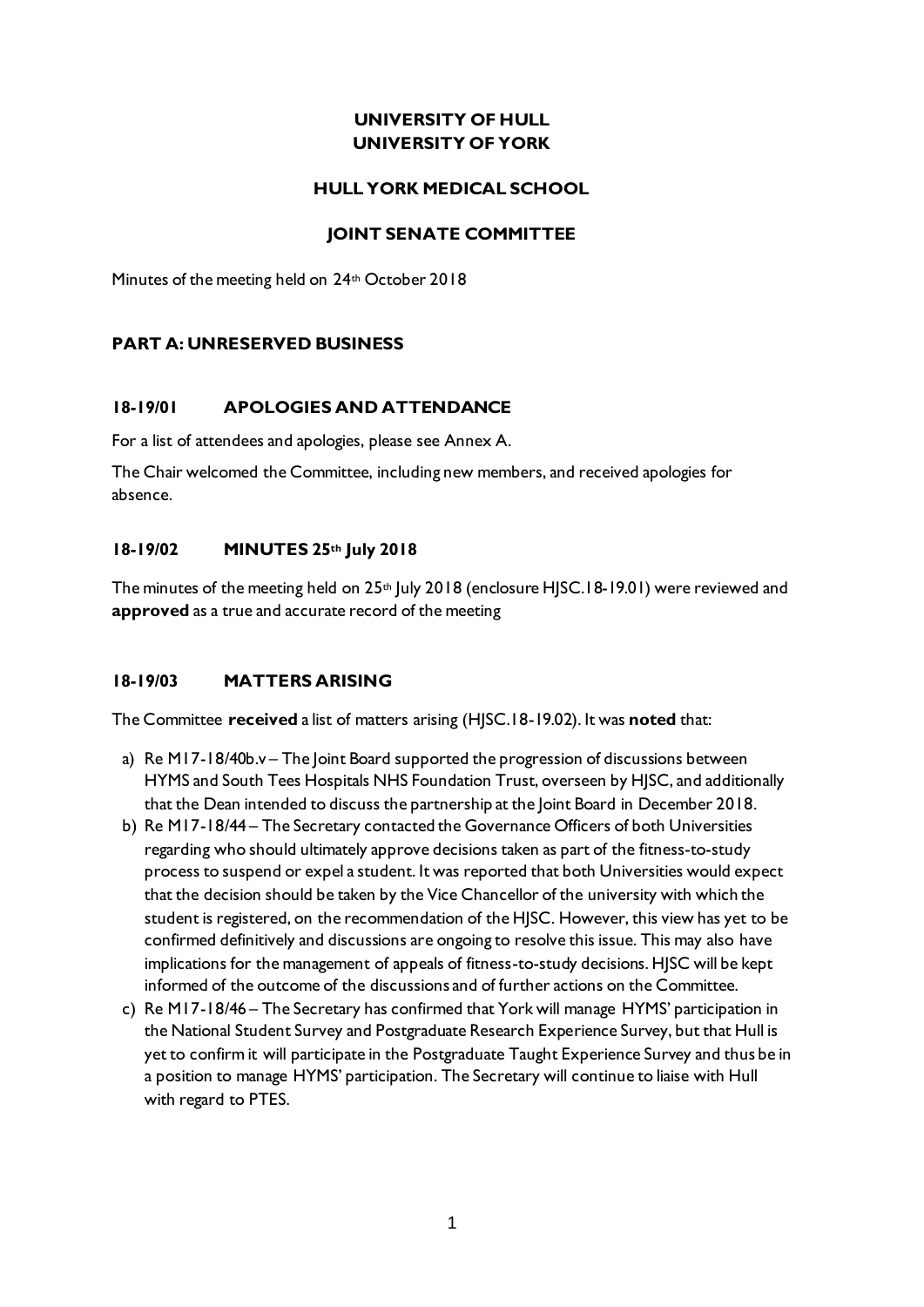**UNIVERSITY OF HULL**
**UNIVERSITY OF YORK**

**HULL YORK MEDICAL SCHOOL**

**JOINT SENATE COMMITTEE**

Minutes of the meeting held on 24th October 2018

## PART A: UNRESERVED BUSINESS

### 18-19/01 APOLOGIES AND ATTENDANCE

For a list of attendees and apologies, please see Annex A.

The Chair welcomed the Committee, including new members, and received apologies for absence.

### 18-19/02 MINUTES 25th July 2018

The minutes of the meeting held on 25th July 2018 (enclosure HJSC.18-19.01) were reviewed and **approved** as a true and accurate record of the meeting

### 18-19/03 MATTERS ARISING

The Committee **received** a list of matters arising (HJSC.18-19.02). It was **noted** that:

a) Re M17-18/40b.v – The Joint Board supported the progression of discussions between HYMS and South Tees Hospitals NHS Foundation Trust, overseen by HJSC, and additionally that the Dean intended to discuss the partnership at the Joint Board in December 2018.

b) Re M17-18/44 – The Secretary contacted the Governance Officers of both Universities regarding who should ultimately approve decisions taken as part of the fitness-to-study process to suspend or expel a student. It was reported that both Universities would expect that the decision should be taken by the Vice Chancellor of the university with which the student is registered, on the recommendation of the HJSC. However, this view has yet to be confirmed definitively and discussions are ongoing to resolve this issue. This may also have implications for the management of appeals of fitness-to-study decisions. HJSC will be kept informed of the outcome of the discussions and of further actions on the Committee.

c) Re M17-18/46 – The Secretary has confirmed that York will manage HYMS' participation in the National Student Survey and Postgraduate Research Experience Survey, but that Hull is yet to confirm it will participate in the Postgraduate Taught Experience Survey and thus be in a position to manage HYMS' participation. The Secretary will continue to liaise with Hull with regard to PTES.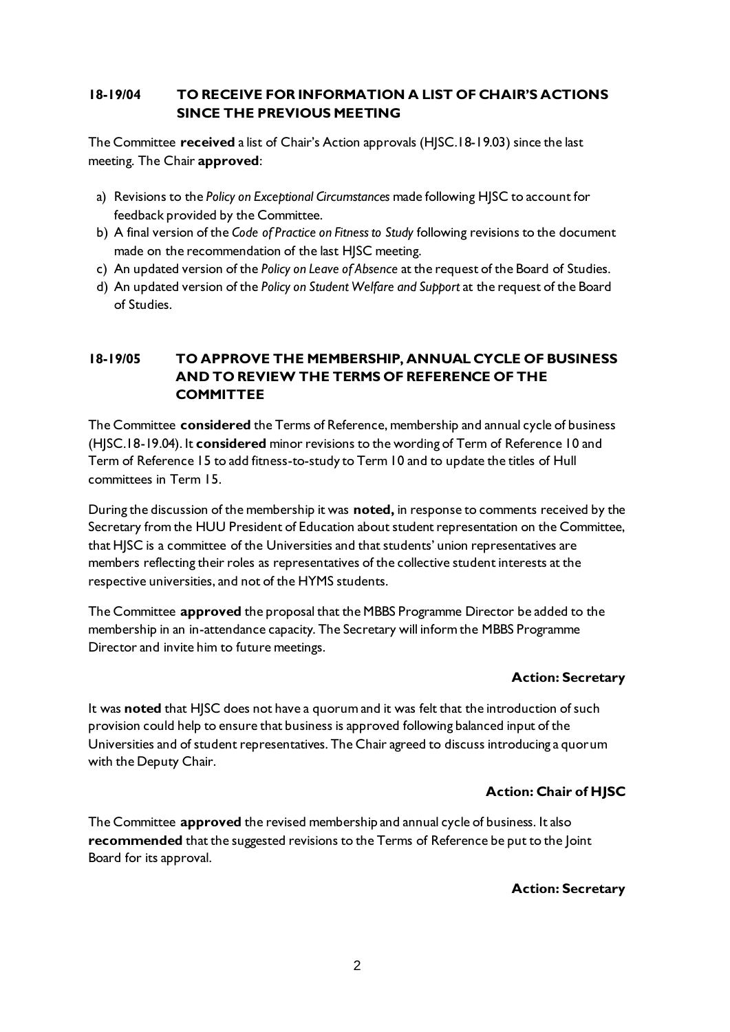### 18-19/04 TO RECEIVE FOR INFORMATION A LIST OF CHAIR'S ACTIONS SINCE THE PREVIOUS MEETING

The Committee **received** a list of Chair's Action approvals (HJSC.18-19.03) since the last meeting. The Chair **approved**:

a) Revisions to the *Policy on Exceptional Circumstances* made following HJSC to account for feedback provided by the Committee.
b) A final version of the *Code of Practice on Fitness to Study* following revisions to the document made on the recommendation of the last HJSC meeting.
c) An updated version of the *Policy on Leave of Absence* at the request of the Board of Studies.
d) An updated version of the *Policy on Student Welfare and Support* at the request of the Board of Studies.

### 18-19/05 TO APPROVE THE MEMBERSHIP, ANNUAL CYCLE OF BUSINESS AND TO REVIEW THE TERMS OF REFERENCE OF THE COMMITTEE

The Committee **considered** the Terms of Reference, membership and annual cycle of business (HJSC.18-19.04). It **considered** minor revisions to the wording of Term of Reference 10 and Term of Reference 15 to add fitness-to-study to Term 10 and to update the titles of Hull committees in Term 15.

During the discussion of the membership it was **noted,** in response to comments received by the Secretary from the HUU President of Education about student representation on the Committee, that HJSC is a committee of the Universities and that students' union representatives are members reflecting their roles as representatives of the collective student interests at the respective universities, and not of the HYMS students.

The Committee **approved** the proposal that the MBBS Programme Director be added to the membership in an in-attendance capacity. The Secretary will inform the MBBS Programme Director and invite him to future meetings.

**Action: Secretary**

It was **noted** that HJSC does not have a quorum and it was felt that the introduction of such provision could help to ensure that business is approved following balanced input of the Universities and of student representatives. The Chair agreed to discuss introducing a quorum with the Deputy Chair.

**Action: Chair of HJSC**

The Committee **approved** the revised membership and annual cycle of business. It also **recommended** that the suggested revisions to the Terms of Reference be put to the Joint Board for its approval.

**Action: Secretary**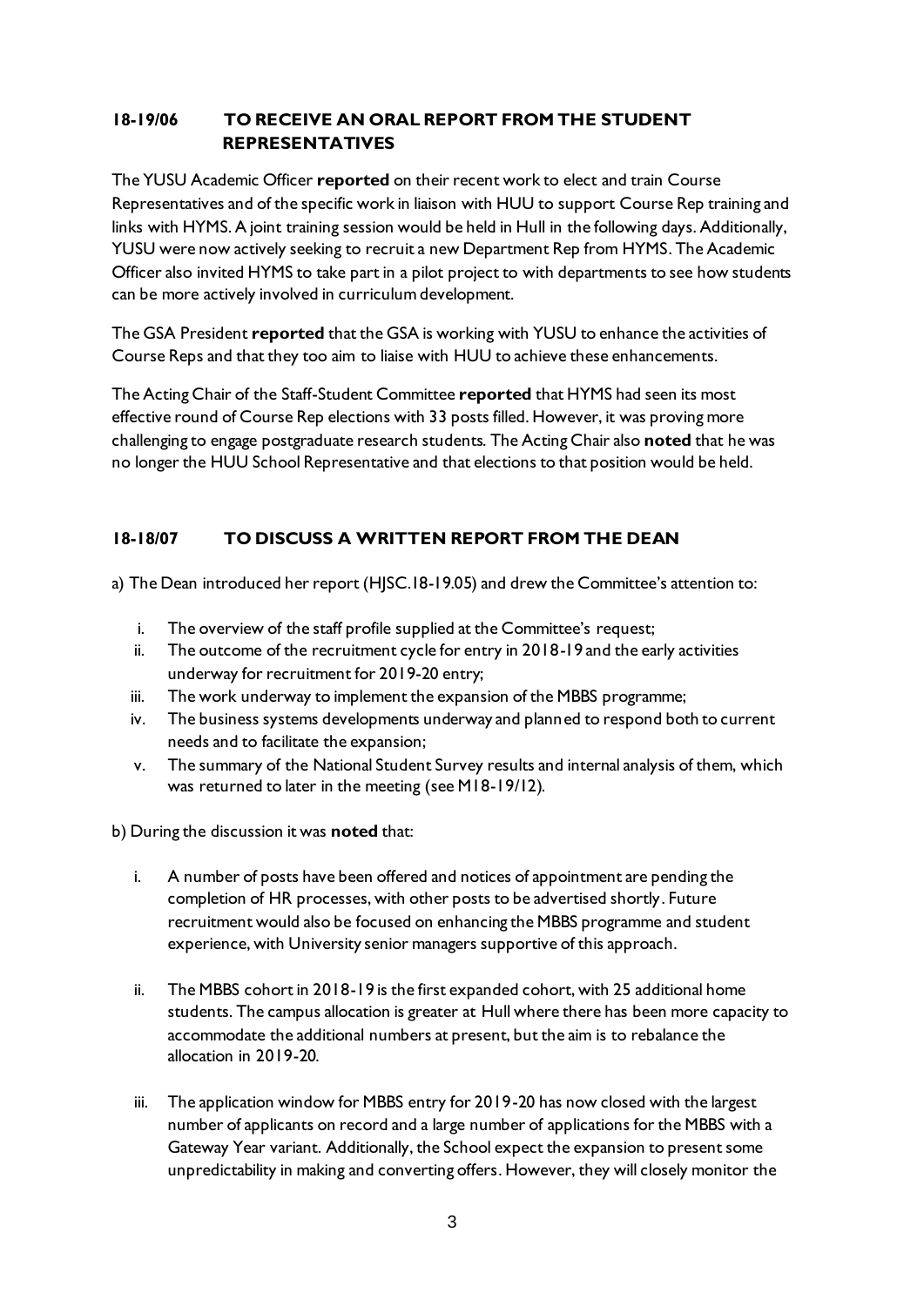## 18-19/06 TO RECEIVE AN ORAL REPORT FROM THE STUDENT REPRESENTATIVES

The YUSU Academic Officer **reported** on their recent work to elect and train Course Representatives and of the specific work in liaison with HUU to support Course Rep training and links with HYMS. A joint training session would be held in Hull in the following days. Additionally, YUSU were now actively seeking to recruit a new Department Rep from HYMS. The Academic Officer also invited HYMS to take part in a pilot project to with departments to see how students can be more actively involved in curriculum development.

The GSA President **reported** that the GSA is working with YUSU to enhance the activities of Course Reps and that they too aim to liaise with HUU to achieve these enhancements.

The Acting Chair of the Staff-Student Committee **reported** that HYMS had seen its most effective round of Course Rep elections with 33 posts filled. However, it was proving more challenging to engage postgraduate research students. The Acting Chair also **noted** that he was no longer the HUU School Representative and that elections to that position would be held.

## 18-18/07 TO DISCUSS A WRITTEN REPORT FROM THE DEAN

a) The Dean introduced her report (HJSC.18-19.05) and drew the Committee's attention to:

i. The overview of the staff profile supplied at the Committee's request;
ii. The outcome of the recruitment cycle for entry in 2018-19 and the early activities underway for recruitment for 2019-20 entry;
iii. The work underway to implement the expansion of the MBBS programme;
iv. The business systems developments underway and planned to respond both to current needs and to facilitate the expansion;
v. The summary of the National Student Survey results and internal analysis of them, which was returned to later in the meeting (see M18-19/12).

b) During the discussion it was **noted** that:

i. A number of posts have been offered and notices of appointment are pending the completion of HR processes, with other posts to be advertised shortly. Future recruitment would also be focused on enhancing the MBBS programme and student experience, with University senior managers supportive of this approach.

ii. The MBBS cohort in 2018-19 is the first expanded cohort, with 25 additional home students. The campus allocation is greater at Hull where there has been more capacity to accommodate the additional numbers at present, but the aim is to rebalance the allocation in 2019-20.

iii. The application window for MBBS entry for 2019-20 has now closed with the largest number of applicants on record and a large number of applications for the MBBS with a Gateway Year variant. Additionally, the School expect the expansion to present some unpredictability in making and converting offers. However, they will closely monitor the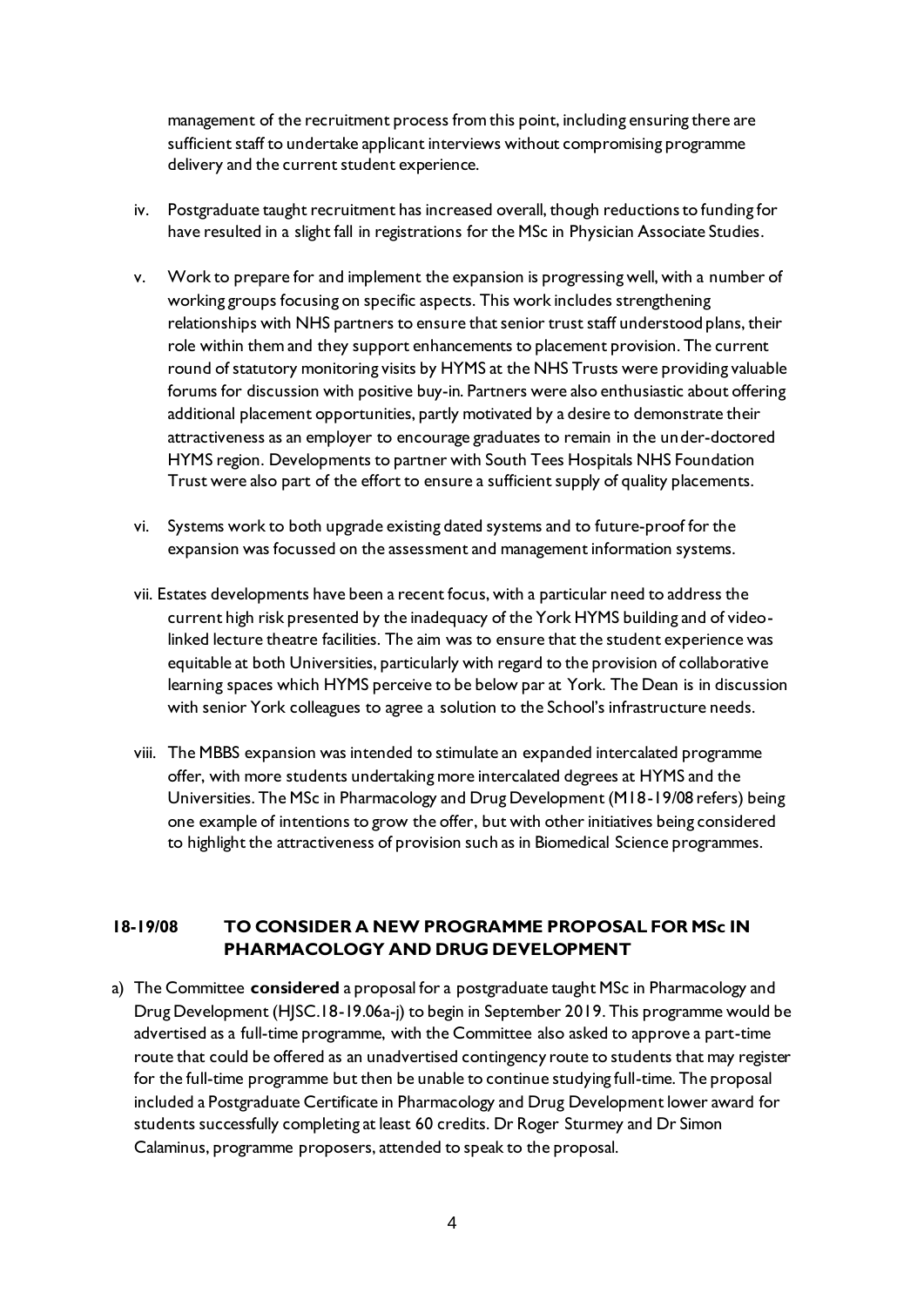management of the recruitment process from this point, including ensuring there are sufficient staff to undertake applicant interviews without compromising programme delivery and the current student experience.

iv. Postgraduate taught recruitment has increased overall, though reductions to funding for have resulted in a slight fall in registrations for the MSc in Physician Associate Studies.

v. Work to prepare for and implement the expansion is progressing well, with a number of working groups focusing on specific aspects. This work includes strengthening relationships with NHS partners to ensure that senior trust staff understood plans, their role within them and they support enhancements to placement provision. The current round of statutory monitoring visits by HYMS at the NHS Trusts were providing valuable forums for discussion with positive buy-in. Partners were also enthusiastic about offering additional placement opportunities, partly motivated by a desire to demonstrate their attractiveness as an employer to encourage graduates to remain in the under-doctored HYMS region. Developments to partner with South Tees Hospitals NHS Foundation Trust were also part of the effort to ensure a sufficient supply of quality placements.

vi. Systems work to both upgrade existing dated systems and to future-proof for the expansion was focussed on the assessment and management information systems.

vii. Estates developments have been a recent focus, with a particular need to address the current high risk presented by the inadequacy of the York HYMS building and of video-linked lecture theatre facilities. The aim was to ensure that the student experience was equitable at both Universities, particularly with regard to the provision of collaborative learning spaces which HYMS perceive to be below par at York. The Dean is in discussion with senior York colleagues to agree a solution to the School's infrastructure needs.

viii. The MBBS expansion was intended to stimulate an expanded intercalated programme offer, with more students undertaking more intercalated degrees at HYMS and the Universities. The MSc in Pharmacology and Drug Development (M18-19/08 refers) being one example of intentions to grow the offer, but with other initiatives being considered to highlight the attractiveness of provision such as in Biomedical Science programmes.

## 18-19/08 TO CONSIDER A NEW PROGRAMME PROPOSAL FOR MSc IN PHARMACOLOGY AND DRUG DEVELOPMENT

a) The Committee **considered** a proposal for a postgraduate taught MSc in Pharmacology and Drug Development (HJSC.18-19.06a-j) to begin in September 2019. This programme would be advertised as a full-time programme, with the Committee also asked to approve a part-time route that could be offered as an unadvertised contingency route to students that may register for the full-time programme but then be unable to continue studying full-time. The proposal included a Postgraduate Certificate in Pharmacology and Drug Development lower award for students successfully completing at least 60 credits. Dr Roger Sturmey and Dr Simon Calaminus, programme proposers, attended to speak to the proposal.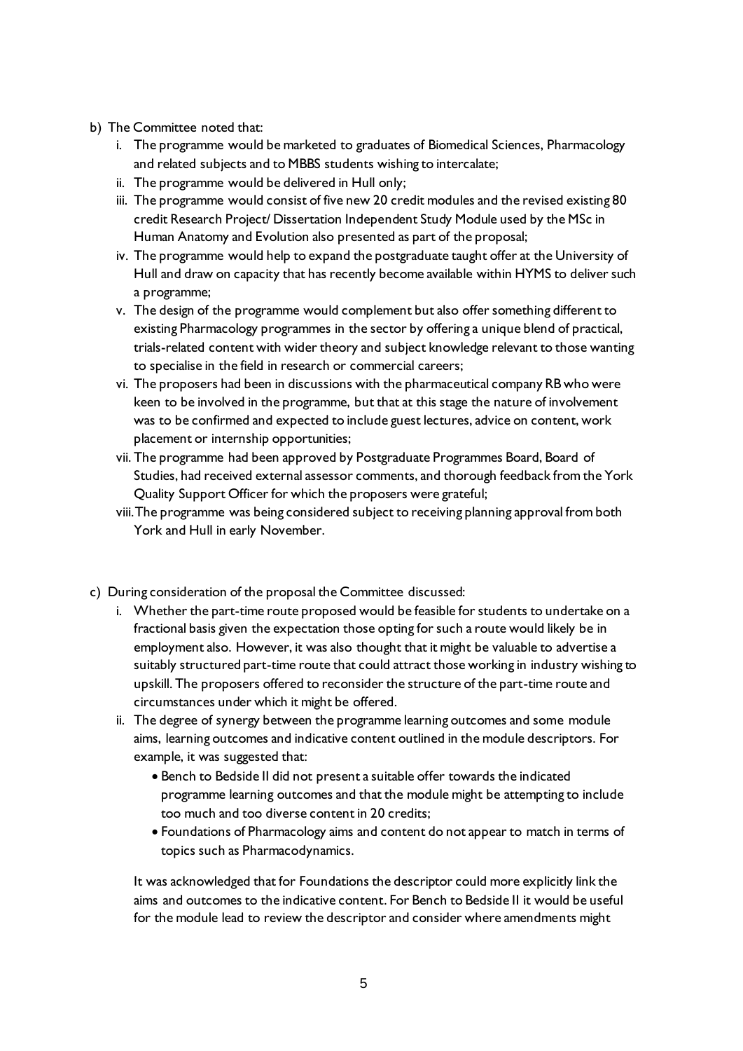b) The Committee noted that:
   i. The programme would be marketed to graduates of Biomedical Sciences, Pharmacology and related subjects and to MBBS students wishing to intercalate;
   ii. The programme would be delivered in Hull only;
   iii. The programme would consist of five new 20 credit modules and the revised existing 80 credit Research Project/ Dissertation Independent Study Module used by the MSc in Human Anatomy and Evolution also presented as part of the proposal;
   iv. The programme would help to expand the postgraduate taught offer at the University of Hull and draw on capacity that has recently become available within HYMS to deliver such a programme;
   v. The design of the programme would complement but also offer something different to existing Pharmacology programmes in the sector by offering a unique blend of practical, trials-related content with wider theory and subject knowledge relevant to those wanting to specialise in the field in research or commercial careers;
   vi. The proposers had been in discussions with the pharmaceutical company RB who were keen to be involved in the programme, but that at this stage the nature of involvement was to be confirmed and expected to include guest lectures, advice on content, work placement or internship opportunities;
   vii. The programme had been approved by Postgraduate Programmes Board, Board of Studies, had received external assessor comments, and thorough feedback from the York Quality Support Officer for which the proposers were grateful;
   viii. The programme was being considered subject to receiving planning approval from both York and Hull in early November.

c) During consideration of the proposal the Committee discussed:
   i. Whether the part-time route proposed would be feasible for students to undertake on a fractional basis given the expectation those opting for such a route would likely be in employment also. However, it was also thought that it might be valuable to advertise a suitably structured part-time route that could attract those working in industry wishing to upskill. The proposers offered to reconsider the structure of the part-time route and circumstances under which it might be offered.
   ii. The degree of synergy between the programme learning outcomes and some module aims, learning outcomes and indicative content outlined in the module descriptors. For example, it was suggested that:
      - Bench to Bedside II did not present a suitable offer towards the indicated programme learning outcomes and that the module might be attempting to include too much and too diverse content in 20 credits;
      - Foundations of Pharmacology aims and content do not appear to match in terms of topics such as Pharmacodynamics.

   It was acknowledged that for Foundations the descriptor could more explicitly link the aims and outcomes to the indicative content. For Bench to Bedside II it would be useful for the module lead to review the descriptor and consider where amendments might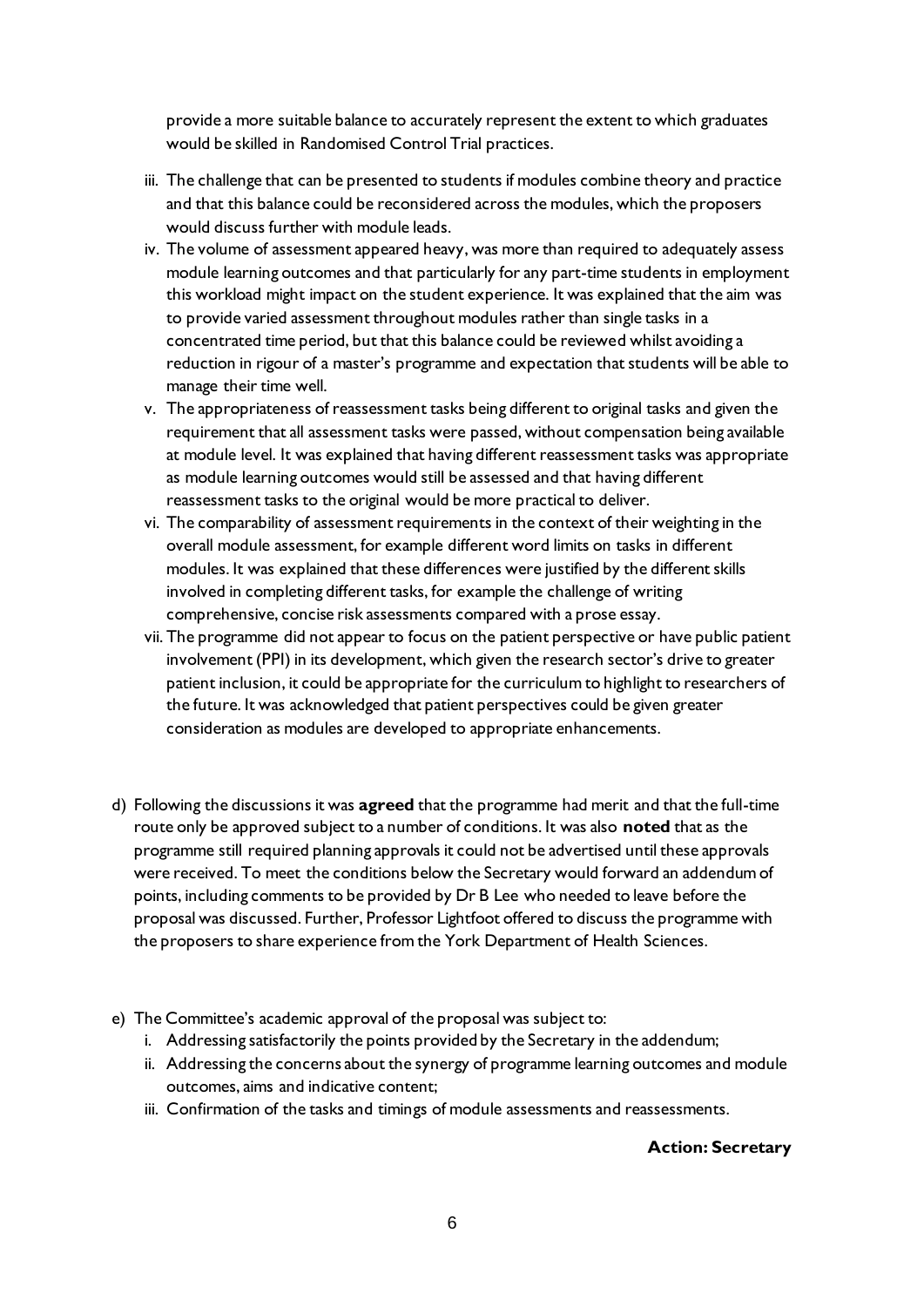provide a more suitable balance to accurately represent the extent to which graduates would be skilled in Randomised Control Trial practices.

iii. The challenge that can be presented to students if modules combine theory and practice and that this balance could be reconsidered across the modules, which the proposers would discuss further with module leads.

iv. The volume of assessment appeared heavy, was more than required to adequately assess module learning outcomes and that particularly for any part-time students in employment this workload might impact on the student experience. It was explained that the aim was to provide varied assessment throughout modules rather than single tasks in a concentrated time period, but that this balance could be reviewed whilst avoiding a reduction in rigour of a master's programme and expectation that students will be able to manage their time well.

v. The appropriateness of reassessment tasks being different to original tasks and given the requirement that all assessment tasks were passed, without compensation being available at module level. It was explained that having different reassessment tasks was appropriate as module learning outcomes would still be assessed and that having different reassessment tasks to the original would be more practical to deliver.

vi. The comparability of assessment requirements in the context of their weighting in the overall module assessment, for example different word limits on tasks in different modules. It was explained that these differences were justified by the different skills involved in completing different tasks, for example the challenge of writing comprehensive, concise risk assessments compared with a prose essay.

vii. The programme did not appear to focus on the patient perspective or have public patient involvement (PPI) in its development, which given the research sector's drive to greater patient inclusion, it could be appropriate for the curriculum to highlight to researchers of the future. It was acknowledged that patient perspectives could be given greater consideration as modules are developed to appropriate enhancements.

d) Following the discussions it was **agreed** that the programme had merit and that the full-time route only be approved subject to a number of conditions. It was also **noted** that as the programme still required planning approvals it could not be advertised until these approvals were received. To meet the conditions below the Secretary would forward an addendum of points, including comments to be provided by Dr B Lee who needed to leave before the proposal was discussed. Further, Professor Lightfoot offered to discuss the programme with the proposers to share experience from the York Department of Health Sciences.

e) The Committee's academic approval of the proposal was subject to:

i. Addressing satisfactorily the points provided by the Secretary in the addendum;

ii. Addressing the concerns about the synergy of programme learning outcomes and module outcomes, aims and indicative content;

iii. Confirmation of the tasks and timings of module assessments and reassessments.

**Action: Secretary**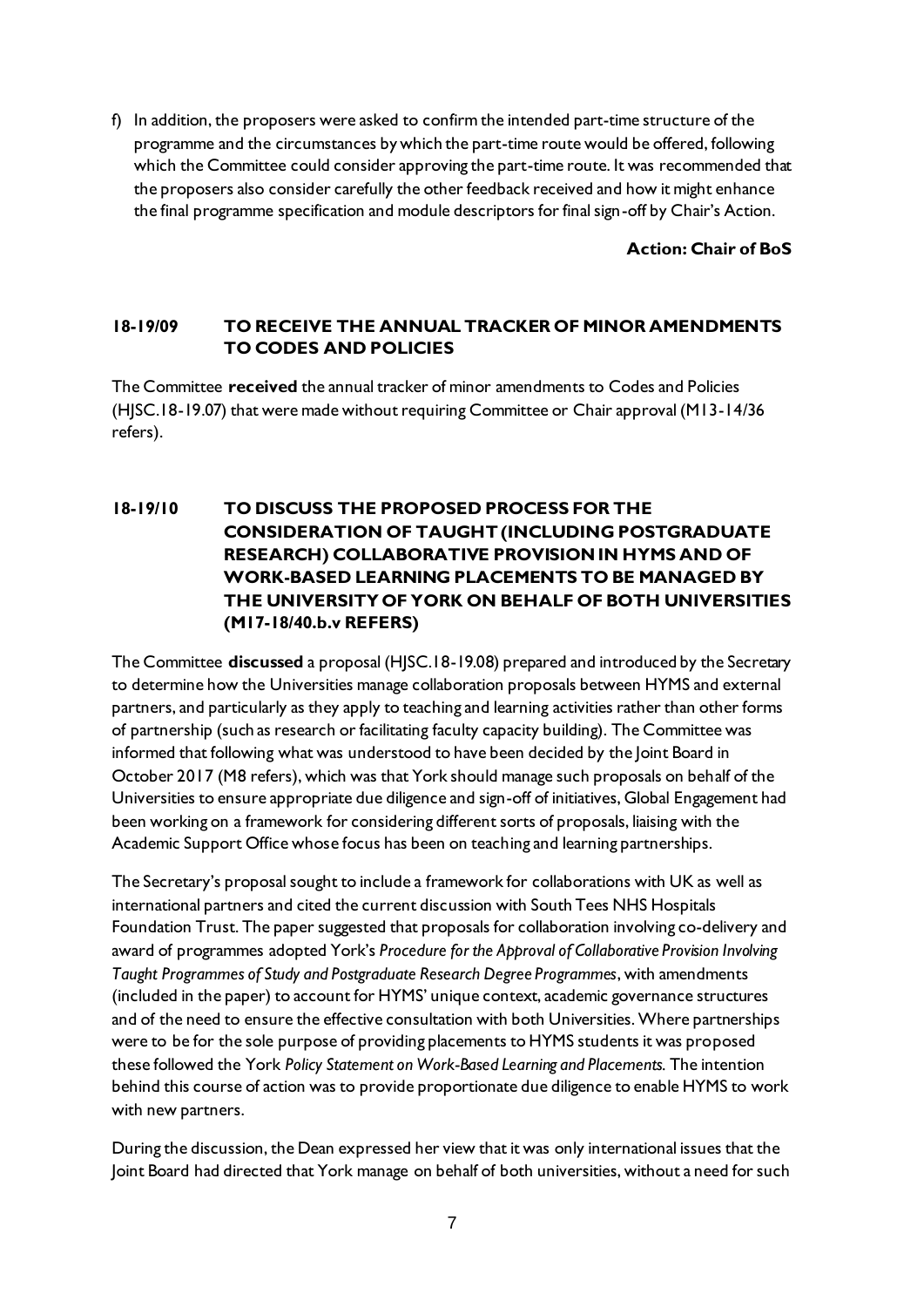f) In addition, the proposers were asked to confirm the intended part-time structure of the programme and the circumstances by which the part-time route would be offered, following which the Committee could consider approving the part-time route. It was recommended that the proposers also consider carefully the other feedback received and how it might enhance the final programme specification and module descriptors for final sign-off by Chair's Action.

**Action: Chair of BoS**

## 18-19/09 TO RECEIVE THE ANNUAL TRACKER OF MINOR AMENDMENTS TO CODES AND POLICIES

The Committee **received** the annual tracker of minor amendments to Codes and Policies (HJSC.18-19.07) that were made without requiring Committee or Chair approval (M13-14/36 refers).

## 18-19/10 TO DISCUSS THE PROPOSED PROCESS FOR THE CONSIDERATION OF TAUGHT (INCLUDING POSTGRADUATE RESEARCH) COLLABORATIVE PROVISION IN HYMS AND OF WORK-BASED LEARNING PLACEMENTS TO BE MANAGED BY THE UNIVERSITY OF YORK ON BEHALF OF BOTH UNIVERSITIES (M17-18/40.b.v REFERS)

The Committee **discussed** a proposal (HJSC.18-19.08) prepared and introduced by the Secretary to determine how the Universities manage collaboration proposals between HYMS and external partners, and particularly as they apply to teaching and learning activities rather than other forms of partnership (such as research or facilitating faculty capacity building). The Committee was informed that following what was understood to have been decided by the Joint Board in October 2017 (M8 refers), which was that York should manage such proposals on behalf of the Universities to ensure appropriate due diligence and sign-off of initiatives, Global Engagement had been working on a framework for considering different sorts of proposals, liaising with the Academic Support Office whose focus has been on teaching and learning partnerships.

The Secretary's proposal sought to include a framework for collaborations with UK as well as international partners and cited the current discussion with South Tees NHS Hospitals Foundation Trust. The paper suggested that proposals for collaboration involving co-delivery and award of programmes adopted York's *Procedure for the Approval of Collaborative Provision Involving Taught Programmes of Study and Postgraduate Research Degree Programmes*, with amendments (included in the paper) to account for HYMS' unique context, academic governance structures and of the need to ensure the effective consultation with both Universities. Where partnerships were to be for the sole purpose of providing placements to HYMS students it was proposed these followed the York *Policy Statement on Work-Based Learning and Placements.* The intention behind this course of action was to provide proportionate due diligence to enable HYMS to work with new partners.

During the discussion, the Dean expressed her view that it was only international issues that the Joint Board had directed that York manage on behalf of both universities, without a need for such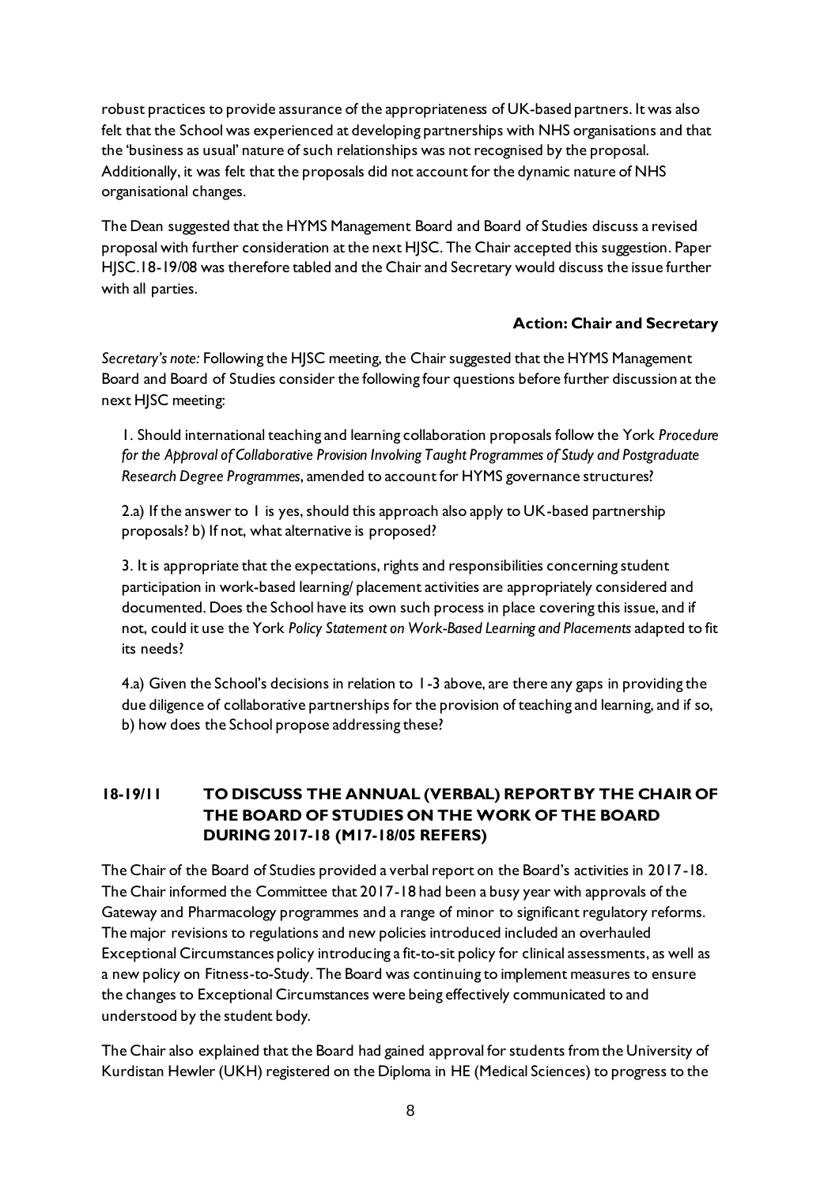robust practices to provide assurance of the appropriateness of UK-based partners. It was also felt that the School was experienced at developing partnerships with NHS organisations and that the 'business as usual' nature of such relationships was not recognised by the proposal. Additionally, it was felt that the proposals did not account for the dynamic nature of NHS organisational changes.

The Dean suggested that the HYMS Management Board and Board of Studies discuss a revised proposal with further consideration at the next HJSC. The Chair accepted this suggestion. Paper HJSC.18-19/08 was therefore tabled and the Chair and Secretary would discuss the issue further with all parties.

**Action: Chair and Secretary**

*Secretary's note:* Following the HJSC meeting, the Chair suggested that the HYMS Management Board and Board of Studies consider the following four questions before further discussion at the next HJSC meeting:

1. Should international teaching and learning collaboration proposals follow the York *Procedure for the Approval of Collaborative Provision Involving Taught Programmes of Study and Postgraduate Research Degree Programmes*, amended to account for HYMS governance structures?

2.a) If the answer to 1 is yes, should this approach also apply to UK-based partnership proposals? b) If not, what alternative is proposed?

3. It is appropriate that the expectations, rights and responsibilities concerning student participation in work-based learning/ placement activities are appropriately considered and documented. Does the School have its own such process in place covering this issue, and if not, could it use the York *Policy Statement on Work-Based Learning and Placements* adapted to fit its needs?

4.a) Given the School's decisions in relation to 1-3 above, are there any gaps in providing the due diligence of collaborative partnerships for the provision of teaching and learning, and if so, b) how does the School propose addressing these?

## 18-19/11 TO DISCUSS THE ANNUAL (VERBAL) REPORT BY THE CHAIR OF THE BOARD OF STUDIES ON THE WORK OF THE BOARD DURING 2017-18 (M17-18/05 REFERS)

The Chair of the Board of Studies provided a verbal report on the Board's activities in 2017-18. The Chair informed the Committee that 2017-18 had been a busy year with approvals of the Gateway and Pharmacology programmes and a range of minor to significant regulatory reforms. The major revisions to regulations and new policies introduced included an overhauled Exceptional Circumstances policy introducing a fit-to-sit policy for clinical assessments, as well as a new policy on Fitness-to-Study. The Board was continuing to implement measures to ensure the changes to Exceptional Circumstances were being effectively communicated to and understood by the student body.

The Chair also explained that the Board had gained approval for students from the University of Kurdistan Hewler (UKH) registered on the Diploma in HE (Medical Sciences) to progress to the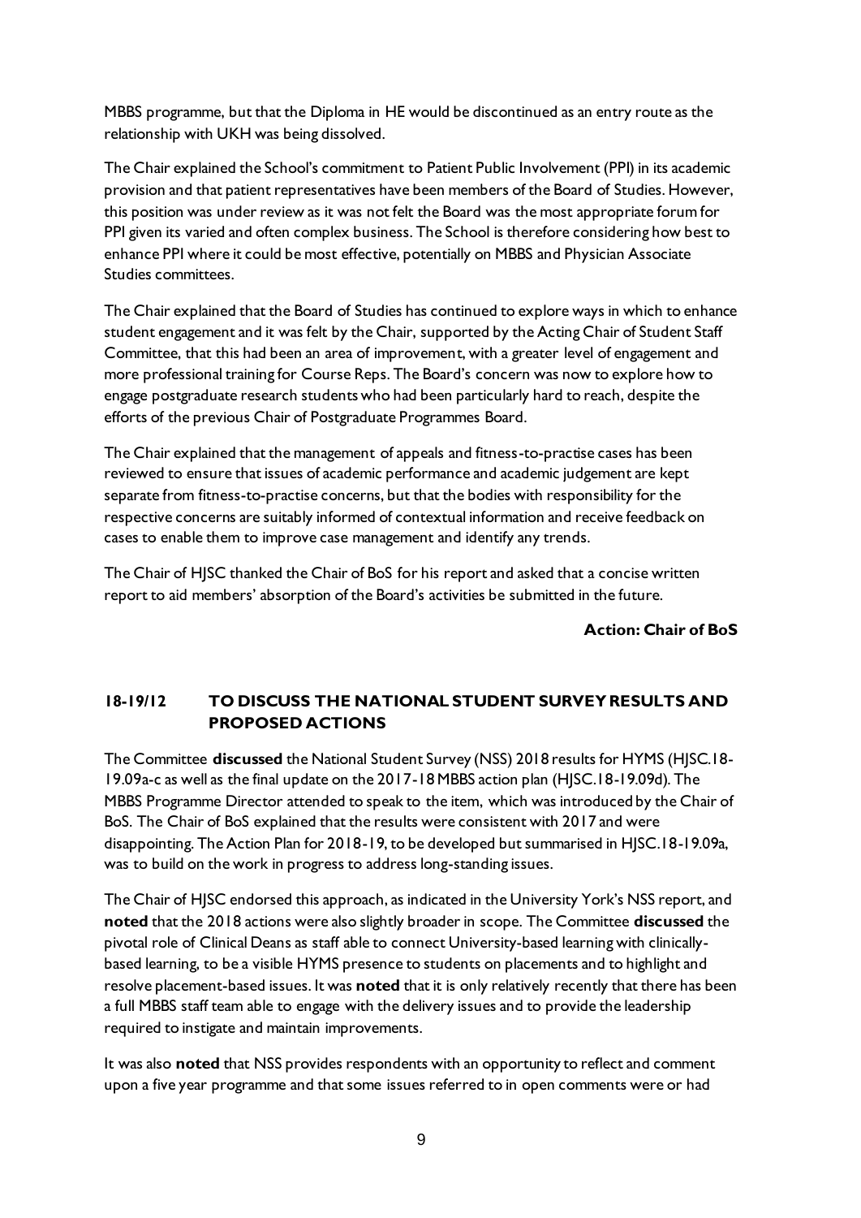MBBS programme, but that the Diploma in HE would be discontinued as an entry route as the relationship with UKH was being dissolved.

The Chair explained the School's commitment to Patient Public Involvement (PPI) in its academic provision and that patient representatives have been members of the Board of Studies. However, this position was under review as it was not felt the Board was the most appropriate forum for PPI given its varied and often complex business. The School is therefore considering how best to enhance PPI where it could be most effective, potentially on MBBS and Physician Associate Studies committees.

The Chair explained that the Board of Studies has continued to explore ways in which to enhance student engagement and it was felt by the Chair, supported by the Acting Chair of Student Staff Committee, that this had been an area of improvement, with a greater level of engagement and more professional training for Course Reps. The Board's concern was now to explore how to engage postgraduate research students who had been particularly hard to reach, despite the efforts of the previous Chair of Postgraduate Programmes Board.

The Chair explained that the management of appeals and fitness-to-practise cases has been reviewed to ensure that issues of academic performance and academic judgement are kept separate from fitness-to-practise concerns, but that the bodies with responsibility for the respective concerns are suitably informed of contextual information and receive feedback on cases to enable them to improve case management and identify any trends.

The Chair of HJSC thanked the Chair of BoS for his report and asked that a concise written report to aid members' absorption of the Board's activities be submitted in the future.

**Action: Chair of BoS**

## 18-19/12 TO DISCUSS THE NATIONAL STUDENT SURVEY RESULTS AND PROPOSED ACTIONS

The Committee **discussed** the National Student Survey (NSS) 2018 results for HYMS (HJSC.18-19.09a-c as well as the final update on the 2017-18 MBBS action plan (HJSC.18-19.09d). The MBBS Programme Director attended to speak to the item, which was introduced by the Chair of BoS. The Chair of BoS explained that the results were consistent with 2017 and were disappointing. The Action Plan for 2018-19, to be developed but summarised in HJSC.18-19.09a, was to build on the work in progress to address long-standing issues.

The Chair of HJSC endorsed this approach, as indicated in the University York's NSS report, and **noted** that the 2018 actions were also slightly broader in scope. The Committee **discussed** the pivotal role of Clinical Deans as staff able to connect University-based learning with clinically-based learning, to be a visible HYMS presence to students on placements and to highlight and resolve placement-based issues. It was **noted** that it is only relatively recently that there has been a full MBBS staff team able to engage with the delivery issues and to provide the leadership required to instigate and maintain improvements.

It was also **noted** that NSS provides respondents with an opportunity to reflect and comment upon a five year programme and that some issues referred to in open comments were or had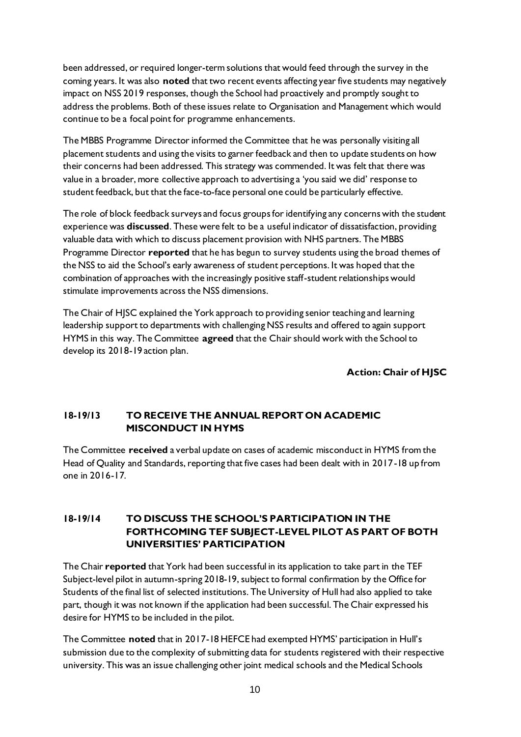been addressed, or required longer-term solutions that would feed through the survey in the coming years. It was also **noted** that two recent events affecting year five students may negatively impact on NSS 2019 responses, though the School had proactively and promptly sought to address the problems. Both of these issues relate to Organisation and Management which would continue to be a focal point for programme enhancements.

The MBBS Programme Director informed the Committee that he was personally visiting all placement students and using the visits to garner feedback and then to update students on how their concerns had been addressed. This strategy was commended. It was felt that there was value in a broader, more collective approach to advertising a 'you said we did' response to student feedback, but that the face-to-face personal one could be particularly effective.

The role of block feedback surveys and focus groups for identifying any concerns with the student experience was **discussed**. These were felt to be a useful indicator of dissatisfaction, providing valuable data with which to discuss placement provision with NHS partners. The MBBS Programme Director **reported** that he has begun to survey students using the broad themes of the NSS to aid the School's early awareness of student perceptions. It was hoped that the combination of approaches with the increasingly positive staff-student relationships would stimulate improvements across the NSS dimensions.

The Chair of HJSC explained the York approach to providing senior teaching and learning leadership support to departments with challenging NSS results and offered to again support HYMS in this way. The Committee **agreed** that the Chair should work with the School to develop its 2018-19 action plan.

**Action: Chair of HJSC**

## 18-19/13 TO RECEIVE THE ANNUAL REPORT ON ACADEMIC MISCONDUCT IN HYMS

The Committee **received** a verbal update on cases of academic misconduct in HYMS from the Head of Quality and Standards, reporting that five cases had been dealt with in 2017-18 up from one in 2016-17.

## 18-19/14 TO DISCUSS THE SCHOOL'S PARTICIPATION IN THE FORTHCOMING TEF SUBJECT-LEVEL PILOT AS PART OF BOTH UNIVERSITIES' PARTICIPATION

The Chair **reported** that York had been successful in its application to take part in the TEF Subject-level pilot in autumn-spring 2018-19, subject to formal confirmation by the Office for Students of the final list of selected institutions. The University of Hull had also applied to take part, though it was not known if the application had been successful. The Chair expressed his desire for HYMS to be included in the pilot.

The Committee **noted** that in 2017-18 HEFCE had exempted HYMS' participation in Hull's submission due to the complexity of submitting data for students registered with their respective university. This was an issue challenging other joint medical schools and the Medical Schools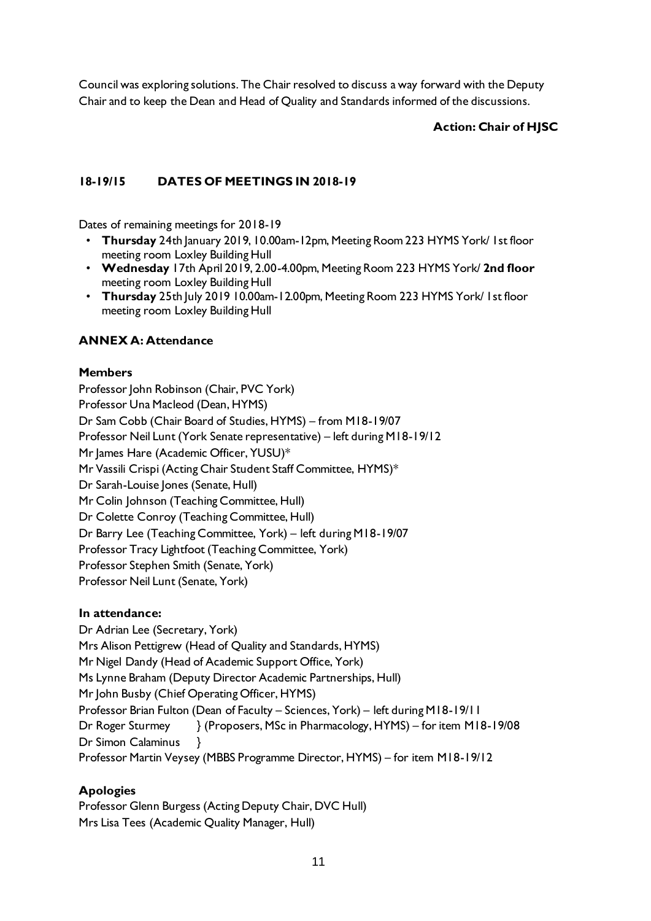Council was exploring solutions. The Chair resolved to discuss a way forward with the Deputy Chair and to keep the Dean and Head of Quality and Standards informed of the discussions.

**Action: Chair of HJSC**

### 18-19/15 DATES OF MEETINGS IN 2018-19

Dates of remaining meetings for 2018-19

- **Thursday** 24th January 2019, 10.00am-12pm, Meeting Room 223 HYMS York/ 1st floor meeting room Loxley Building Hull
- **Wednesday** 17th April 2019, 2.00-4.00pm, Meeting Room 223 HYMS York/ **2nd floor** meeting room Loxley Building Hull
- **Thursday** 25th July 2019 10.00am-12.00pm, Meeting Room 223 HYMS York/ 1st floor meeting room Loxley Building Hull

**ANNEX A: Attendance**

**Members**

Professor John Robinson (Chair, PVC York)
Professor Una Macleod (Dean, HYMS)
Dr Sam Cobb (Chair Board of Studies, HYMS) – from M18-19/07
Professor Neil Lunt (York Senate representative) – left during M18-19/12
Mr James Hare (Academic Officer, YUSU)*
Mr Vassili Crispi (Acting Chair Student Staff Committee, HYMS)*
Dr Sarah-Louise Jones (Senate, Hull)
Mr Colin Johnson (Teaching Committee, Hull)
Dr Colette Conroy (Teaching Committee, Hull)
Dr Barry Lee (Teaching Committee, York) – left during M18-19/07
Professor Tracy Lightfoot (Teaching Committee, York)
Professor Stephen Smith (Senate, York)
Professor Neil Lunt (Senate, York)

**In attendance:**

Dr Adrian Lee (Secretary, York)
Mrs Alison Pettigrew (Head of Quality and Standards, HYMS)
Mr Nigel Dandy (Head of Academic Support Office, York)
Ms Lynne Braham (Deputy Director Academic Partnerships, Hull)
Mr John Busby (Chief Operating Officer, HYMS)
Professor Brian Fulton (Dean of Faculty – Sciences, York) – left during M18-19/11
Dr Roger Sturmey } (Proposers, MSc in Pharmacology, HYMS) – for item M18-19/08
Dr Simon Calaminus }
Professor Martin Veysey (MBBS Programme Director, HYMS) – for item M18-19/12

**Apologies**

Professor Glenn Burgess (Acting Deputy Chair, DVC Hull)
Mrs Lisa Tees (Academic Quality Manager, Hull)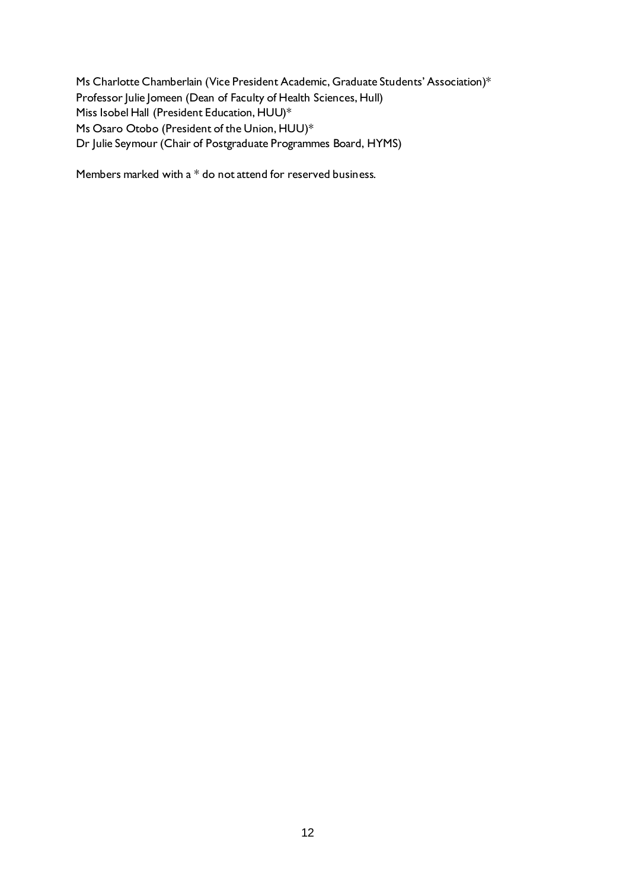Ms Charlotte Chamberlain (Vice President Academic, Graduate Students' Association)*
Professor Julie Jomeen (Dean of Faculty of Health Sciences, Hull)
Miss Isobel Hall (President Education, HUU)*
Ms Osaro Otobo (President of the Union, HUU)*
Dr Julie Seymour (Chair of Postgraduate Programmes Board, HYMS)

Members marked with a * do not attend for reserved business.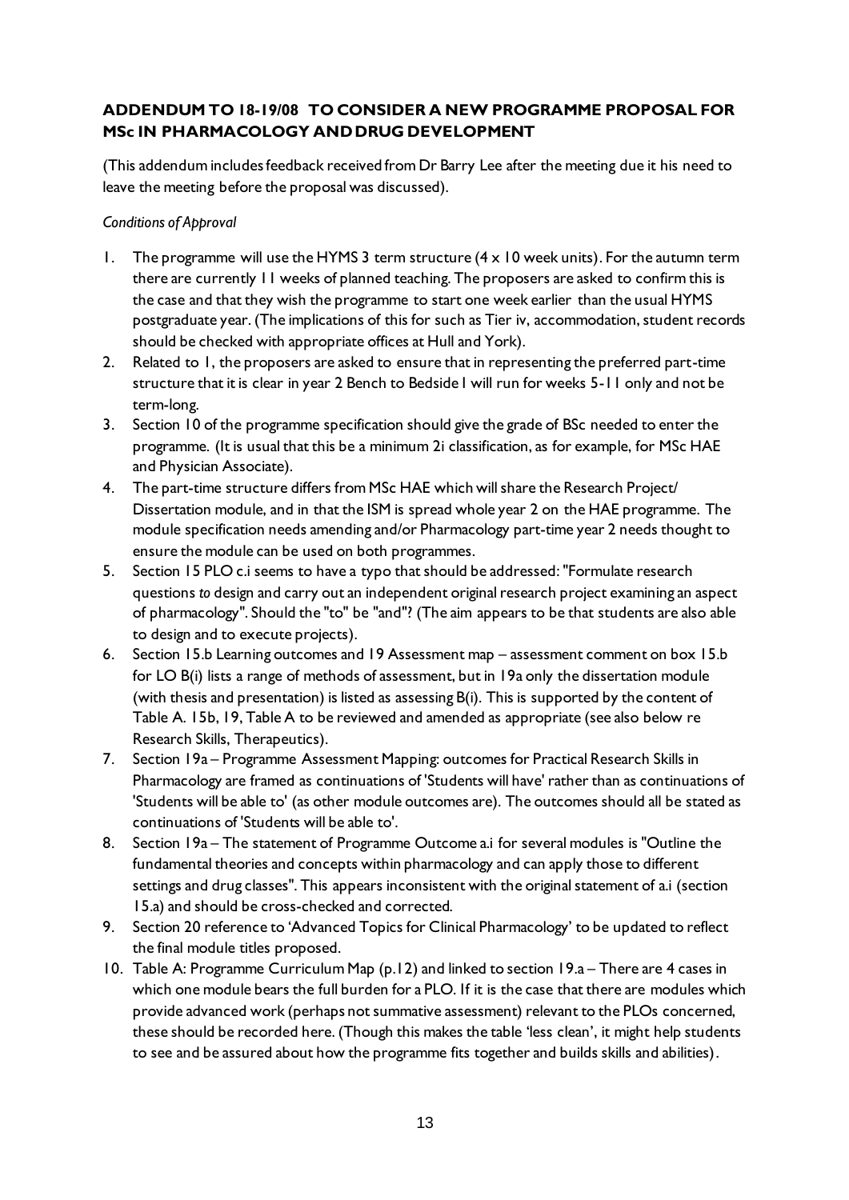**ADDENDUM TO 18-19/08 TO CONSIDER A NEW PROGRAMME PROPOSAL FOR MSc IN PHARMACOLOGY AND DRUG DEVELOPMENT**

(This addendum includes feedback received from Dr Barry Lee after the meeting due it his need to leave the meeting before the proposal was discussed).

*Conditions of Approval*

1. The programme will use the HYMS 3 term structure (4 x 10 week units). For the autumn term there are currently 11 weeks of planned teaching. The proposers are asked to confirm this is the case and that they wish the programme to start one week earlier than the usual HYMS postgraduate year. (The implications of this for such as Tier iv, accommodation, student records should be checked with appropriate offices at Hull and York).
2. Related to 1, the proposers are asked to ensure that in representing the preferred part-time structure that it is clear in year 2 Bench to Bedside I will run for weeks 5-11 only and not be term-long.
3. Section 10 of the programme specification should give the grade of BSc needed to enter the programme. (It is usual that this be a minimum 2i classification, as for example, for MSc HAE and Physician Associate).
4. The part-time structure differs from MSc HAE which will share the Research Project/ Dissertation module, and in that the ISM is spread whole year 2 on the HAE programme. The module specification needs amending and/or Pharmacology part-time year 2 needs thought to ensure the module can be used on both programmes.
5. Section 15 PLO c.i seems to have a typo that should be addressed: "Formulate research questions *to* design and carry out an independent original research project examining an aspect of pharmacology". Should the "to" be "and"? (The aim appears to be that students are also able to design and to execute projects).
6. Section 15.b Learning outcomes and 19 Assessment map – assessment comment on box 15.b for LO B(i) lists a range of methods of assessment, but in 19a only the dissertation module (with thesis and presentation) is listed as assessing B(i). This is supported by the content of Table A. 15b, 19, Table A to be reviewed and amended as appropriate (see also below re Research Skills, Therapeutics).
7. Section 19a – Programme Assessment Mapping: outcomes for Practical Research Skills in Pharmacology are framed as continuations of 'Students will have' rather than as continuations of 'Students will be able to' (as other module outcomes are). The outcomes should all be stated as continuations of 'Students will be able to'.
8. Section 19a – The statement of Programme Outcome a.i for several modules is "Outline the fundamental theories and concepts within pharmacology and can apply those to different settings and drug classes". This appears inconsistent with the original statement of a.i (section 15.a) and should be cross-checked and corrected.
9. Section 20 reference to 'Advanced Topics for Clinical Pharmacology' to be updated to reflect the final module titles proposed.
10. Table A: Programme Curriculum Map (p.12) and linked to section 19.a – There are 4 cases in which one module bears the full burden for a PLO. If it is the case that there are modules which provide advanced work (perhaps not summative assessment) relevant to the PLOs concerned, these should be recorded here. (Though this makes the table 'less clean', it might help students to see and be assured about how the programme fits together and builds skills and abilities).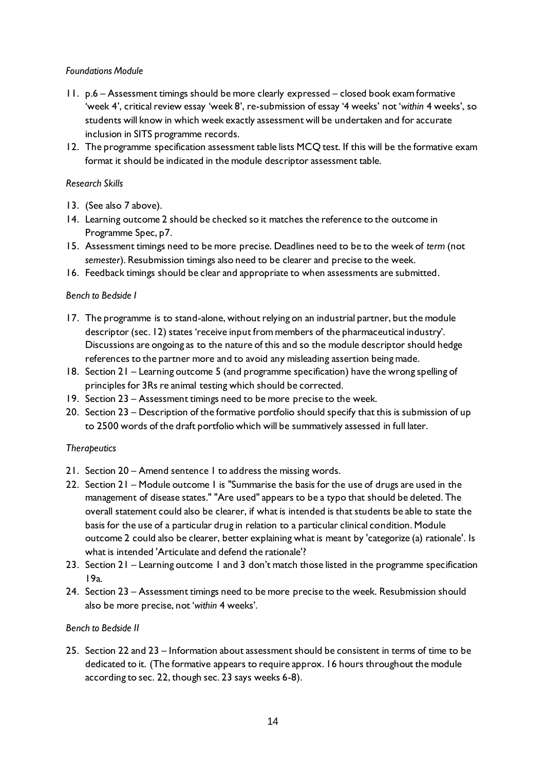*Foundations Module*

11. p.6 – Assessment timings should be more clearly expressed – closed book exam formative 'week 4', critical review essay 'week 8', re-submission of essay '4 weeks' not '*within* 4 weeks', so students will know in which week exactly assessment will be undertaken and for accurate inclusion in SITS programme records.
12. The programme specification assessment table lists MCQ test. If this will be the formative exam format it should be indicated in the module descriptor assessment table.

*Research Skills*

13. (See also 7 above).
14. Learning outcome 2 should be checked so it matches the reference to the outcome in Programme Spec, p7.
15. Assessment timings need to be more precise. Deadlines need to be to the week of *term* (not *semester*). Resubmission timings also need to be clearer and precise to the week.
16. Feedback timings should be clear and appropriate to when assessments are submitted.

*Bench to Bedside I*

17. The programme is to stand-alone, without relying on an industrial partner, but the module descriptor (sec. 12) states 'receive input from members of the pharmaceutical industry'. Discussions are ongoing as to the nature of this and so the module descriptor should hedge references to the partner more and to avoid any misleading assertion being made.
18. Section 21 – Learning outcome 5 (and programme specification) have the wrong spelling of principles for 3Rs re animal testing which should be corrected.
19. Section 23 – Assessment timings need to be more precise to the week.
20. Section 23 – Description of the formative portfolio should specify that this is submission of up to 2500 words of the draft portfolio which will be summatively assessed in full later.

*Therapeutics*

21. Section 20 – Amend sentence 1 to address the missing words.
22. Section 21 – Module outcome 1 is "Summarise the basis for the use of drugs are used in the management of disease states." "Are used" appears to be a typo that should be deleted. The overall statement could also be clearer, if what is intended is that students be able to state the basis for the use of a particular drug in relation to a particular clinical condition. Module outcome 2 could also be clearer, better explaining what is meant by 'categorize (a) rationale'. Is what is intended 'Articulate and defend the rationale'?
23. Section 21 – Learning outcome 1 and 3 don't match those listed in the programme specification 19a.
24. Section 23 – Assessment timings need to be more precise to the week. Resubmission should also be more precise, not '*within* 4 weeks'.

*Bench to Bedside II*

25. Section 22 and 23 – Information about assessment should be consistent in terms of time to be dedicated to it. (The formative appears to require approx. 16 hours throughout the module according to sec. 22, though sec. 23 says weeks 6-8).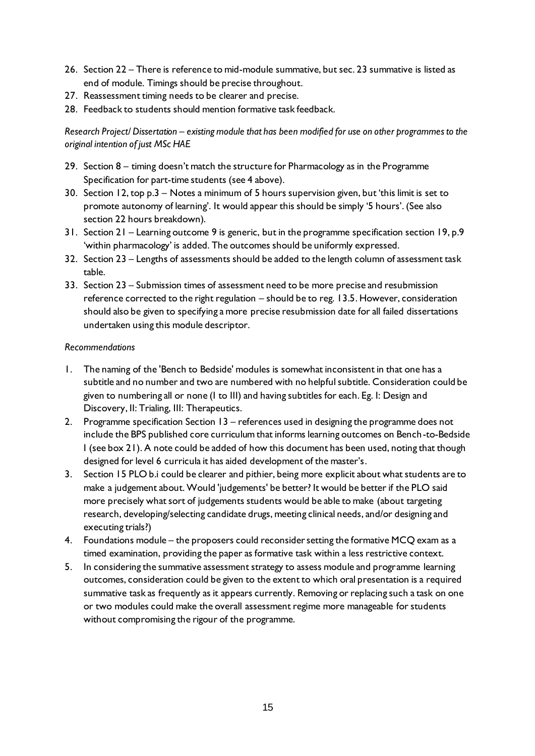26. Section 22 – There is reference to mid-module summative, but sec. 23 summative is listed as end of module. Timings should be precise throughout.
27. Reassessment timing needs to be clearer and precise.
28. Feedback to students should mention formative task feedback.

*Research Project/ Dissertation – existing module that has been modified for use on other programmes to the original intention of just MSc HAE*

29. Section 8 – timing doesn't match the structure for Pharmacology as in the Programme Specification for part-time students (see 4 above).
30. Section 12, top p.3 – Notes a minimum of 5 hours supervision given, but 'this limit is set to promote autonomy of learning'. It would appear this should be simply '5 hours'. (See also section 22 hours breakdown).
31. Section 21 – Learning outcome 9 is generic, but in the programme specification section 19, p.9 'within pharmacology' is added. The outcomes should be uniformly expressed.
32. Section 23 – Lengths of assessments should be added to the length column of assessment task table.
33. Section 23 – Submission times of assessment need to be more precise and resubmission reference corrected to the right regulation – should be to reg. 13.5. However, consideration should also be given to specifying a more precise resubmission date for all failed dissertations undertaken using this module descriptor.

*Recommendations*

1. The naming of the 'Bench to Bedside' modules is somewhat inconsistent in that one has a subtitle and no number and two are numbered with no helpful subtitle. Consideration could be given to numbering all or none (I to III) and having subtitles for each. Eg. I: Design and Discovery, II: Trialing, III: Therapeutics.
2. Programme specification Section 13 – references used in designing the programme does not include the BPS published core curriculum that informs learning outcomes on Bench-to-Bedside I (see box 21). A note could be added of how this document has been used, noting that though designed for level 6 curricula it has aided development of the master's.
3. Section 15 PLO b.i could be clearer and pithier, being more explicit about what students are to make a judgement about. Would 'judgements' be better? It would be better if the PLO said more precisely what sort of judgements students would be able to make (about targeting research, developing/selecting candidate drugs, meeting clinical needs, and/or designing and executing trials?)
4. Foundations module – the proposers could reconsider setting the formative MCQ exam as a timed examination, providing the paper as formative task within a less restrictive context.
5. In considering the summative assessment strategy to assess module and programme learning outcomes, consideration could be given to the extent to which oral presentation is a required summative task as frequently as it appears currently. Removing or replacing such a task on one or two modules could make the overall assessment regime more manageable for students without compromising the rigour of the programme.